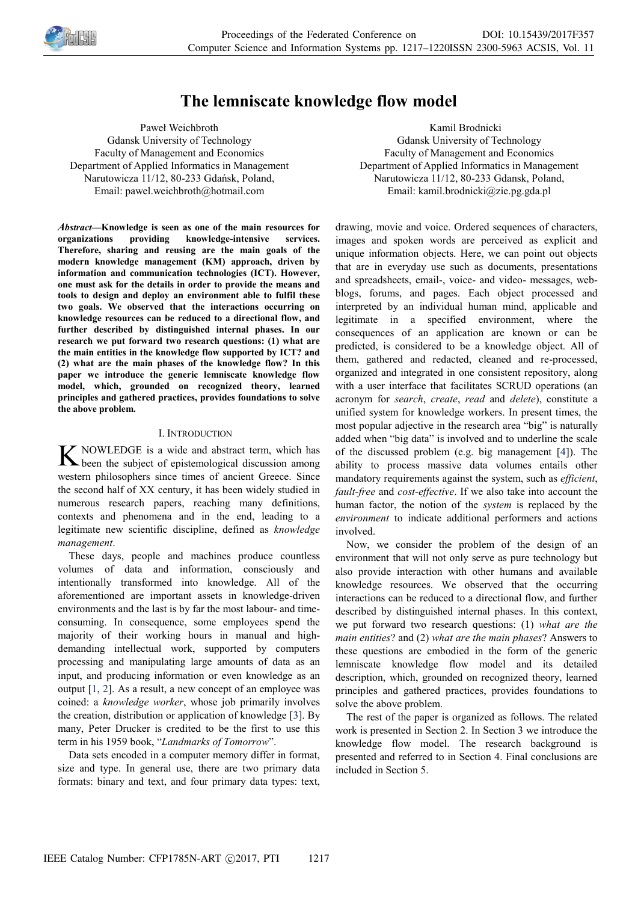# The lemniscate knowledge flow model

Paweł Weichbroth
Gdansk University of Technology
Faculty of Management and Economics
Department of Applied Informatics in Management
Narutowicza 11/12, 80-233 Gdańsk, Poland,
Email: pawel.weichbroth@hotmail.com

Kamil Brodnicki
Gdansk University of Technology
Faculty of Management and Economics
Department of Applied Informatics in Management
Narutowicza 11/12, 80-233 Gdansk, Poland,
Email: kamil.brodnicki@zie.pg.gda.pl

***Abstract*—Knowledge is seen as one of the main resources for organizations providing knowledge-intensive services. Therefore, sharing and reusing are the main goals of the modern knowledge management (KM) approach, driven by information and communication technologies (ICT). However, one must ask for the details in order to provide the means and tools to design and deploy an environment able to fulfil these two goals. We observed that the interactions occurring on knowledge resources can be reduced to a directional flow, and further described by distinguished internal phases. In our research we put forward two research questions: (1) what are the main entities in the knowledge flow supported by ICT? and (2) what are the main phases of the knowledge flow? In this paper we introduce the generic lemniscate knowledge flow model, which, grounded on recognized theory, learned principles and gathered practices, provides foundations to solve the above problem.**

## I. Introduction

KNOWLEDGE is a wide and abstract term, which has been the subject of epistemological discussion among western philosophers since times of ancient Greece. Since the second half of XX century, it has been widely studied in numerous research papers, reaching many definitions, contexts and phenomena and in the end, leading to a legitimate new scientific discipline, defined as *knowledge management*.

These days, people and machines produce countless volumes of data and information, consciously and intentionally transformed into knowledge. All of the aforementioned are important assets in knowledge-driven environments and the last is by far the most labour- and time-consuming. In consequence, some employees spend the majority of their working hours in manual and high-demanding intellectual work, supported by computers processing and manipulating large amounts of data as an input, and producing information or even knowledge as an output [1, 2]. As a result, a new concept of an employee was coined: a *knowledge worker*, whose job primarily involves the creation, distribution or application of knowledge [3]. By many, Peter Drucker is credited to be the first to use this term in his 1959 book, "*Landmarks of Tomorrow*".

Data sets encoded in a computer memory differ in format, size and type. In general use, there are two primary data formats: binary and text, and four primary data types: text, drawing, movie and voice. Ordered sequences of characters, images and spoken words are perceived as explicit and unique information objects. Here, we can point out objects that are in everyday use such as documents, presentations and spreadsheets, email-, voice- and video- messages, web-blogs, forums, and pages. Each object processed and interpreted by an individual human mind, applicable and legitimate in a specified environment, where the consequences of an application are known or can be predicted, is considered to be a knowledge object. All of them, gathered and redacted, cleaned and re-processed, organized and integrated in one consistent repository, along with a user interface that facilitates SCRUD operations (an acronym for *search*, *create*, *read* and *delete*), constitute a unified system for knowledge workers. In present times, the most popular adjective in the research area "big" is naturally added when "big data" is involved and to underline the scale of the discussed problem (e.g. big management [4]). The ability to process massive data volumes entails other mandatory requirements against the system, such as *efficient*, *fault-free* and *cost-effective*. If we also take into account the human factor, the notion of the *system* is replaced by the *environment* to indicate additional performers and actions involved.

Now, we consider the problem of the design of an environment that will not only serve as pure technology but also provide interaction with other humans and available knowledge resources. We observed that the occurring interactions can be reduced to a directional flow, and further described by distinguished internal phases. In this context, we put forward two research questions: (1) *what are the main entities*? and (2) *what are the main phases*? Answers to these questions are embodied in the form of the generic lemniscate knowledge flow model and its detailed description, which, grounded on recognized theory, learned principles and gathered practices, provides foundations to solve the above problem.

The rest of the paper is organized as follows. The related work is presented in Section 2. In Section 3 we introduce the knowledge flow model. The research background is presented and referred to in Section 4. Final conclusions are included in Section 5.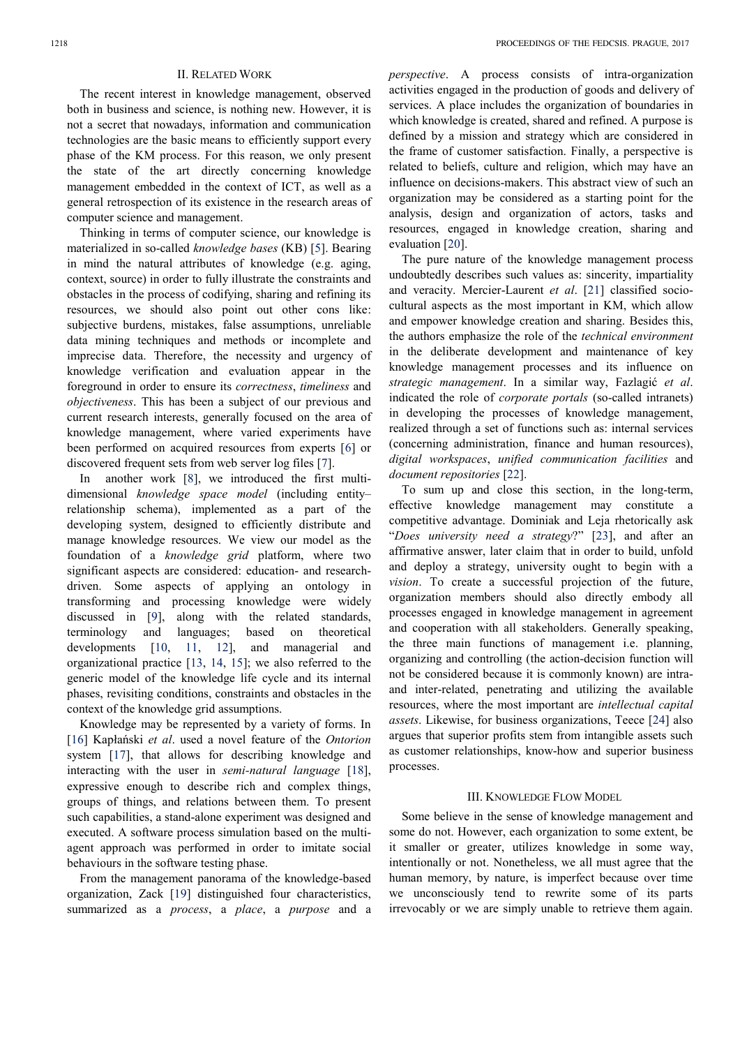## II. Related Work

The recent interest in knowledge management, observed both in business and science, is nothing new. However, it is not a secret that nowadays, information and communication technologies are the basic means to efficiently support every phase of the KM process. For this reason, we only present the state of the art directly concerning knowledge management embedded in the context of ICT, as well as a general retrospection of its existence in the research areas of computer science and management.

Thinking in terms of computer science, our knowledge is materialized in so-called *knowledge bases* (KB) [5]. Bearing in mind the natural attributes of knowledge (e.g. aging, context, source) in order to fully illustrate the constraints and obstacles in the process of codifying, sharing and refining its resources, we should also point out other cons like: subjective burdens, mistakes, false assumptions, unreliable data mining techniques and methods or incomplete and imprecise data. Therefore, the necessity and urgency of knowledge verification and evaluation appear in the foreground in order to ensure its *correctness*, *timeliness* and *objectiveness*. This has been a subject of our previous and current research interests, generally focused on the area of knowledge management, where varied experiments have been performed on acquired resources from experts [6] or discovered frequent sets from web server log files [7].

In another work [8], we introduced the first multi-dimensional *knowledge space model* (including entity–relationship schema), implemented as a part of the developing system, designed to efficiently distribute and manage knowledge resources. We view our model as the foundation of a *knowledge grid* platform, where two significant aspects are considered: education- and research-driven. Some aspects of applying an ontology in transforming and processing knowledge were widely discussed in [9], along with the related standards, terminology and languages; based on theoretical developments [10, 11, 12], and managerial and organizational practice [13, 14, 15]; we also referred to the generic model of the knowledge life cycle and its internal phases, revisiting conditions, constraints and obstacles in the context of the knowledge grid assumptions.

Knowledge may be represented by a variety of forms. In [16] Kapłański *et al*. used a novel feature of the *Ontorion* system [17], that allows for describing knowledge and interacting with the user in *semi-natural language* [18], expressive enough to describe rich and complex things, groups of things, and relations between them. To present such capabilities, a stand-alone experiment was designed and executed. A software process simulation based on the multi-agent approach was performed in order to imitate social behaviours in the software testing phase.

From the management panorama of the knowledge-based organization, Zack [19] distinguished four characteristics, summarized as a *process*, a *place*, a *purpose* and a *perspective*. A process consists of intra-organization activities engaged in the production of goods and delivery of services. A place includes the organization of boundaries in which knowledge is created, shared and refined. A purpose is defined by a mission and strategy which are considered in the frame of customer satisfaction. Finally, a perspective is related to beliefs, culture and religion, which may have an influence on decisions-makers. This abstract view of such an organization may be considered as a starting point for the analysis, design and organization of actors, tasks and resources, engaged in knowledge creation, sharing and evaluation [20].

The pure nature of the knowledge management process undoubtedly describes such values as: sincerity, impartiality and veracity. Mercier-Laurent *et al*. [21] classified socio-cultural aspects as the most important in KM, which allow and empower knowledge creation and sharing. Besides this, the authors emphasize the role of the *technical environment* in the deliberate development and maintenance of key knowledge management processes and its influence on *strategic management*. In a similar way, Fazlagić *et al*. indicated the role of *corporate portals* (so-called intranets) in developing the processes of knowledge management, realized through a set of functions such as: internal services (concerning administration, finance and human resources), *digital workspaces*, *unified communication facilities* and *document repositories* [22].

To sum up and close this section, in the long-term, effective knowledge management may constitute a competitive advantage. Dominiak and Leja rhetorically ask "*Does university need a strategy*?" [23], and after an affirmative answer, later claim that in order to build, unfold and deploy a strategy, university ought to begin with a *vision*. To create a successful projection of the future, organization members should also directly embody all processes engaged in knowledge management in agreement and cooperation with all stakeholders. Generally speaking, the three main functions of management i.e. planning, organizing and controlling (the action-decision function will not be considered because it is commonly known) are intra- and inter-related, penetrating and utilizing the available resources, where the most important are *intellectual capital assets*. Likewise, for business organizations, Teece [24] also argues that superior profits stem from intangible assets such as customer relationships, know-how and superior business processes.

## III. Knowledge Flow Model

Some believe in the sense of knowledge management and some do not. However, each organization to some extent, be it smaller or greater, utilizes knowledge in some way, intentionally or not. Nonetheless, we all must agree that the human memory, by nature, is imperfect because over time we unconsciously tend to rewrite some of its parts irrevocably or we are simply unable to retrieve them again.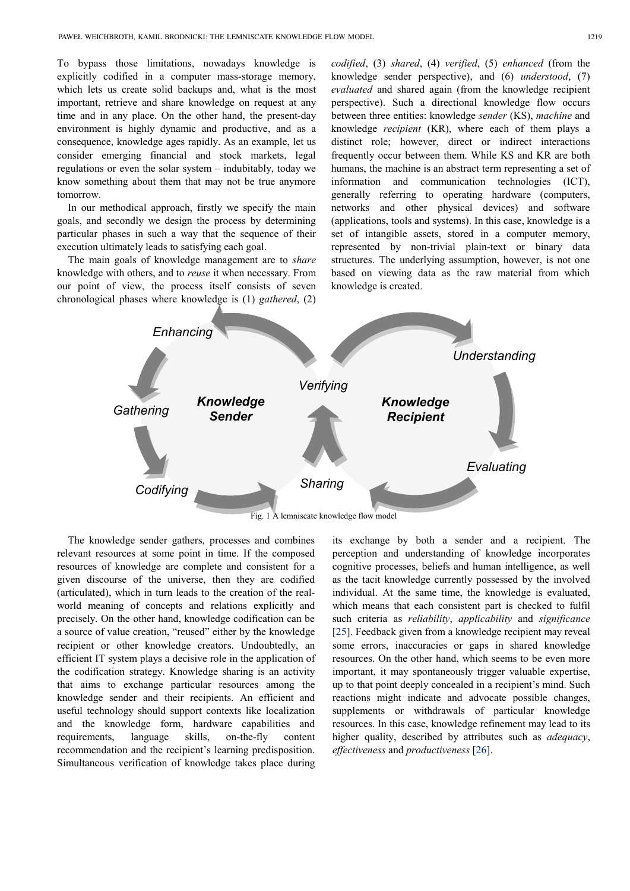To bypass those limitations, nowadays knowledge is explicitly codified in a computer mass-storage memory, which lets us create solid backups and, what is the most important, retrieve and share knowledge on request at any time and in any place. On the other hand, the present-day environment is highly dynamic and productive, and as a consequence, knowledge ages rapidly. As an example, let us consider emerging financial and stock markets, legal regulations or even the solar system – indubitably, today we know something about them that may not be true anymore tomorrow.

In our methodical approach, firstly we specify the main goals, and secondly we design the process by determining particular phases in such a way that the sequence of their execution ultimately leads to satisfying each goal.

The main goals of knowledge management are to *share* knowledge with others, and to *reuse* it when necessary. From our point of view, the process itself consists of seven chronological phases where knowledge is (1) *gathered*, (2) *codified*, (3) *shared*, (4) *verified*, (5) *enhanced* (from the knowledge sender perspective), and (6) *understood*, (7) *evaluated* and shared again (from the knowledge recipient perspective). Such a directional knowledge flow occurs between three entities: knowledge *sender* (KS), *machine* and knowledge *recipient* (KR), where each of them plays a distinct role; however, direct or indirect interactions frequently occur between them. While KS and KR are both humans, the machine is an abstract term representing a set of information and communication technologies (ICT), generally referring to operating hardware (computers, networks and other physical devices) and software (applications, tools and systems). In this case, knowledge is a set of intangible assets, stored in a computer memory, represented by non-trivial plain-text or binary data structures. The underlying assumption, however, is not one based on viewing data as the raw material from which knowledge is created.

Enhancing
Gathering
Codifying
Knowledge Sender
Verifying
Sharing
Understanding
Knowledge Recipient
Evaluating

Fig. 1 A lemniscate knowledge flow model

The knowledge sender gathers, processes and combines relevant resources at some point in time. If the composed resources of knowledge are complete and consistent for a given discourse of the universe, then they are codified (articulated), which in turn leads to the creation of the real-world meaning of concepts and relations explicitly and precisely. On the other hand, knowledge codification can be a source of value creation, "reused" either by the knowledge recipient or other knowledge creators. Undoubtedly, an efficient IT system plays a decisive role in the application of the codification strategy. Knowledge sharing is an activity that aims to exchange particular resources among the knowledge sender and their recipients. An efficient and useful technology should support contexts like localization and the knowledge form, hardware capabilities and requirements, language skills, on-the-fly content recommendation and the recipient's learning predisposition. Simultaneous verification of knowledge takes place during its exchange by both a sender and a recipient. The perception and understanding of knowledge incorporates cognitive processes, beliefs and human intelligence, as well as the tacit knowledge currently possessed by the involved individual. At the same time, the knowledge is evaluated, which means that each consistent part is checked to fulfil such criteria as *reliability*, *applicability* and *significance* [25]. Feedback given from a knowledge recipient may reveal some errors, inaccuracies or gaps in shared knowledge resources. On the other hand, which seems to be even more important, it may spontaneously trigger valuable expertise, up to that point deeply concealed in a recipient's mind. Such reactions might indicate and advocate possible changes, supplements or withdrawals of particular knowledge resources. In this case, knowledge refinement may lead to its higher quality, described by attributes such as *adequacy*, *effectiveness* and *productiveness* [26].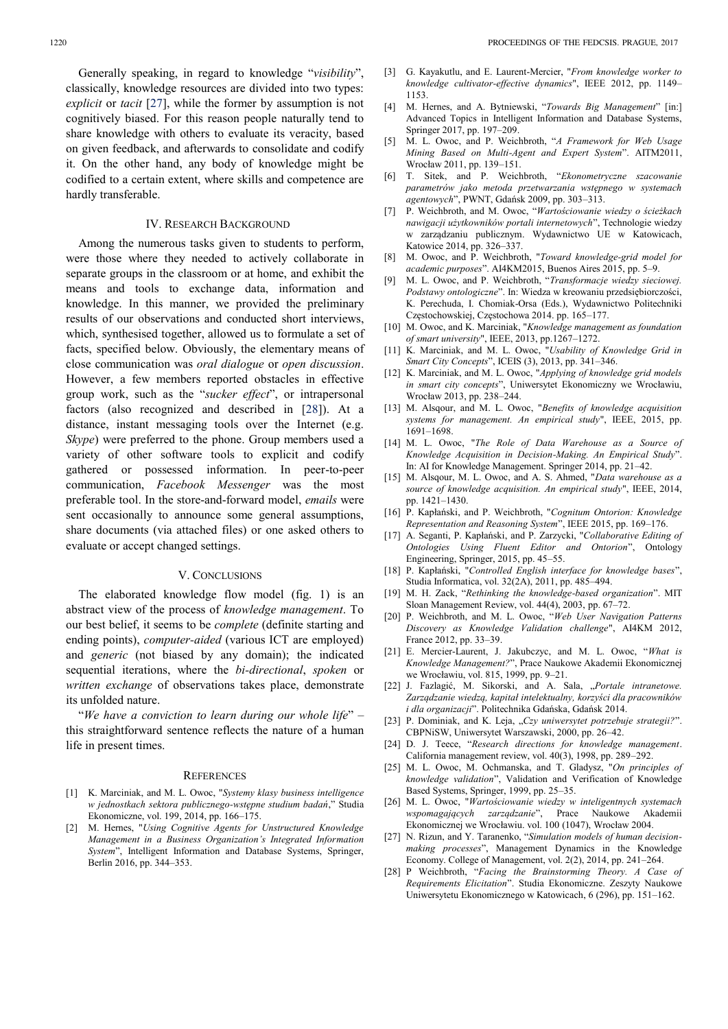Generally speaking, in regard to knowledge "*visibility*", classically, knowledge resources are divided into two types: *explicit* or *tacit* [27], while the former by assumption is not cognitively biased. For this reason people naturally tend to share knowledge with others to evaluate its veracity, based on given feedback, and afterwards to consolidate and codify it. On the other hand, any body of knowledge might be codified to a certain extent, where skills and competence are hardly transferable.

## IV. Research Background

Among the numerous tasks given to students to perform, were those where they needed to actively collaborate in separate groups in the classroom or at home, and exhibit the means and tools to exchange data, information and knowledge. In this manner, we provided the preliminary results of our observations and conducted short interviews, which, synthesised together, allowed us to formulate a set of facts, specified below. Obviously, the elementary means of close communication was *oral dialogue* or *open discussion*. However, a few members reported obstacles in effective group work, such as the "*sucker effect*", or intrapersonal factors (also recognized and described in [28]). At a distance, instant messaging tools over the Internet (e.g. *Skype*) were preferred to the phone. Group members used a variety of other software tools to explicit and codify gathered or possessed information. In peer-to-peer communication, *Facebook Messenger* was the most preferable tool. In the store-and-forward model, *emails* were sent occasionally to announce some general assumptions, share documents (via attached files) or one asked others to evaluate or accept changed settings.

## V. Conclusions

The elaborated knowledge flow model (fig. 1) is an abstract view of the process of *knowledge management*. To our best belief, it seems to be *complete* (definite starting and ending points), *computer-aided* (various ICT are employed) and *generic* (not biased by any domain); the indicated sequential iterations, where the *bi-directional*, *spoken* or *written exchange* of observations takes place, demonstrate its unfolded nature.

"*We have a conviction to learn during our whole life*" – this straightforward sentence reflects the nature of a human life in present times.

## References

[1] K. Marciniak, and M. L. Owoc, "*Systemy klasy business intelligence w jednostkach sektora publicznego-wstępne studium badań*," Studia Ekonomiczne, vol. 199, 2014, pp. 166–175.

[2] M. Hernes, "*Using Cognitive Agents for Unstructured Knowledge Management in a Business Organization's Integrated Information System*", Intelligent Information and Database Systems, Springer, Berlin 2016, pp. 344–353.

[3] G. Kayakutlu, and E. Laurent-Mercier, "*From knowledge worker to knowledge cultivator-effective dynamics*", IEEE 2012, pp. 1149–1153.

[4] M. Hernes, and A. Bytniewski, "*Towards Big Management*" [in:] Advanced Topics in Intelligent Information and Database Systems, Springer 2017, pp. 197–209.

[5] M. L. Owoc, and P. Weichbroth, "*A Framework for Web Usage Mining Based on Multi-Agent and Expert System*". AITM2011, Wrocław 2011, pp. 139–151.

[6] T. Sitek, and P. Weichbroth, "*Ekonometryczne szacowanie parametrów jako metoda przetwarzania wstępnego w systemach agentowych*", PWNT, Gdańsk 2009, pp. 303–313.

[7] P. Weichbroth, and M. Owoc, "*Wartościowanie wiedzy o ścieżkach nawigacji użytkowników portali internetowych*", Technologie wiedzy w zarządzaniu publicznym. Wydawnictwo UE w Katowicach, Katowice 2014, pp. 326–337.

[8] M. Owoc, and P. Weichbroth, "*Toward knowledge-grid model for academic purposes*". AI4KM2015, Buenos Aires 2015, pp. 5–9.

[9] M. L. Owoc, and P. Weichbroth, "*Transformacje wiedzy sieciowej. Podstawy ontologiczne*". In: Wiedza w kreowaniu przedsiębiorczości, K. Perechuda, I. Chomiak-Orsa (Eds.), Wydawnictwo Politechniki Częstochowskiej, Częstochowa 2014. pp. 165–177.

[10] M. Owoc, and K. Marciniak, "*Knowledge management as foundation of smart university*", IEEE, 2013, pp.1267–1272.

[11] K. Marciniak, and M. L. Owoc, "*Usability of Knowledge Grid in Smart City Concepts*", ICEIS (3), 2013, pp. 341–346.

[12] K. Marciniak, and M. L. Owoc, "*Applying of knowledge grid models in smart city concepts*", Uniwersytet Ekonomiczny we Wrocławiu, Wrocław 2013, pp. 238–244.

[13] M. Alsqour, and M. L. Owoc, "*Benefits of knowledge acquisition systems for management. An empirical study*", IEEE, 2015, pp. 1691–1698.

[14] M. L. Owoc, "*The Role of Data Warehouse as a Source of Knowledge Acquisition in Decision-Making. An Empirical Study*". In: AI for Knowledge Management. Springer 2014, pp. 21–42.

[15] M. Alsqour, M. L. Owoc, and A. S. Ahmed, "*Data warehouse as a source of knowledge acquisition. An empirical study*", IEEE, 2014, pp. 1421–1430.

[16] P. Kapłański, and P. Weichbroth, "*Cognitum Ontorion: Knowledge Representation and Reasoning System*", IEEE 2015, pp. 169–176.

[17] A. Seganti, P. Kapłański, and P. Zarzycki, "*Collaborative Editing of Ontologies Using Fluent Editor and Ontorion*", Ontology Engineering, Springer, 2015, pp. 45–55.

[18] P. Kapłański, "*Controlled English interface for knowledge bases*", Studia Informatica, vol. 32(2A), 2011, pp. 485–494.

[19] M. H. Zack, "*Rethinking the knowledge-based organization*". MIT Sloan Management Review, vol. 44(4), 2003, pp. 67–72.

[20] P. Weichbroth, and M. L. Owoc, "*Web User Navigation Patterns Discovery as Knowledge Validation challenge*", AI4KM 2012, France 2012, pp. 33–39.

[21] E. Mercier-Laurent, J. Jakubczyc, and M. L. Owoc, "*What is Knowledge Management?*", Prace Naukowe Akademii Ekonomicznej we Wrocławiu, vol. 815, 1999, pp. 9–21.

[22] J. Fazlagić, M. Sikorski, and A. Sala, „*Portale intranetowe. Zarządzanie wiedzą, kapitał intelektualny, korzyści dla pracowników i dla organizacji*". Politechnika Gdańska, Gdańsk 2014.

[23] P. Dominiak, and K. Leja, „*Czy uniwersytet potrzebuje strategii?*". CBPNiSW, Uniwersytet Warszawski, 2000, pp. 26–42.

[24] D. J. Teece, "*Research directions for knowledge management*. California management review, vol. 40(3), 1998, pp. 289–292.

[25] M. L. Owoc, M. Ochmanska, and T. Gladysz, "*On principles of knowledge validation*", Validation and Verification of Knowledge Based Systems, Springer, 1999, pp. 25–35.

[26] M. L. Owoc, "*Wartościowanie wiedzy w inteligentnych systemach wspomagających zarządzanie*", Prace Naukowe Akademii Ekonomicznej we Wrocławiu. vol. 100 (1047), Wrocław 2004.

[27] N. Rizun, and Y. Taranenko, "*Simulation models of human decision-making processes*", Management Dynamics in the Knowledge Economy. College of Management, vol. 2(2), 2014, pp. 241–264.

[28] P Weichbroth, "*Facing the Brainstorming Theory. A Case of Requirements Elicitation*". Studia Ekonomiczne. Zeszyty Naukowe Uniwersytetu Ekonomicznego w Katowicach, 6 (296), pp. 151–162.